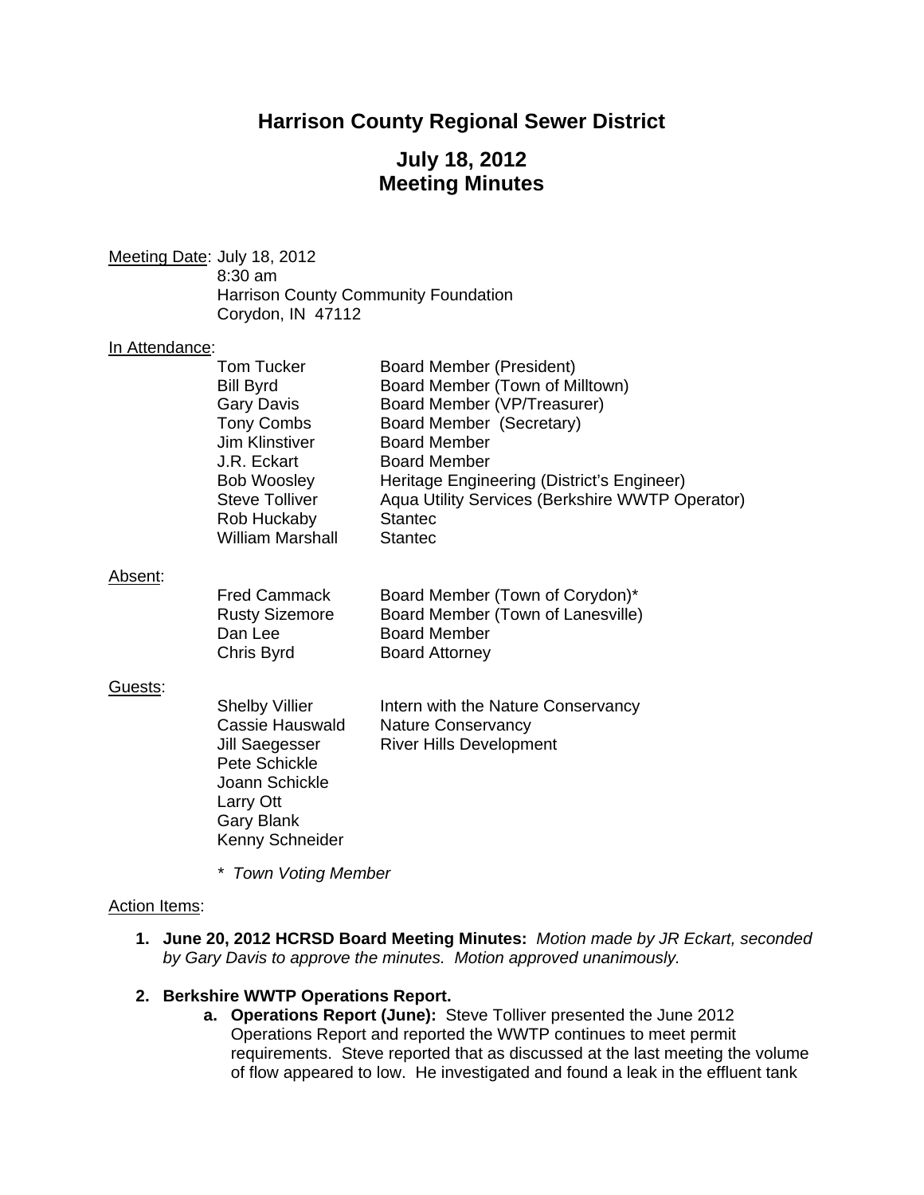# Harrison County Regional Sewer District

## July 18, 2012
## Meeting Minutes

Meeting Date: July 18, 2012
8:30 am
Harrison County Community Foundation
Corydon, IN 47112

In Attendance:

| | |
|---|---|
| Tom Tucker | Board Member (President) |
| Bill Byrd | Board Member (Town of Milltown) |
| Gary Davis | Board Member (VP/Treasurer) |
| Tony Combs | Board Member (Secretary) |
| Jim Klinstiver | Board Member |
| J.R. Eckart | Board Member |
| Bob Woosley | Heritage Engineering (District's Engineer) |
| Steve Tolliver | Aqua Utility Services (Berkshire WWTP Operator) |
| Rob Huckaby | Stantec |
| William Marshall | Stantec |

Absent:

| | |
|---|---|
| Fred Cammack | Board Member (Town of Corydon)* |
| Rusty Sizemore | Board Member (Town of Lanesville) |
| Dan Lee | Board Member |
| Chris Byrd | Board Attorney |

Guests:

| | |
|---|---|
| Shelby Villier | Intern with the Nature Conservancy |
| Cassie Hauswald | Nature Conservancy |
| Jill Saegesser | River Hills Development |
| Pete Schickle | |
| Joann Schickle | |
| Larry Ott | |
| Gary Blank | |
| Kenny Schneider | |

*\* Town Voting Member*

Action Items:

1. **June 20, 2012 HCRSD Board Meeting Minutes:** *Motion made by JR Eckart, seconded by Gary Davis to approve the minutes. Motion approved unanimously.*

2. **Berkshire WWTP Operations Report.**
   a. **Operations Report (June):** Steve Tolliver presented the June 2012 Operations Report and reported the WWTP continues to meet permit requirements. Steve reported that as discussed at the last meeting the volume of flow appeared to low. He investigated and found a leak in the effluent tank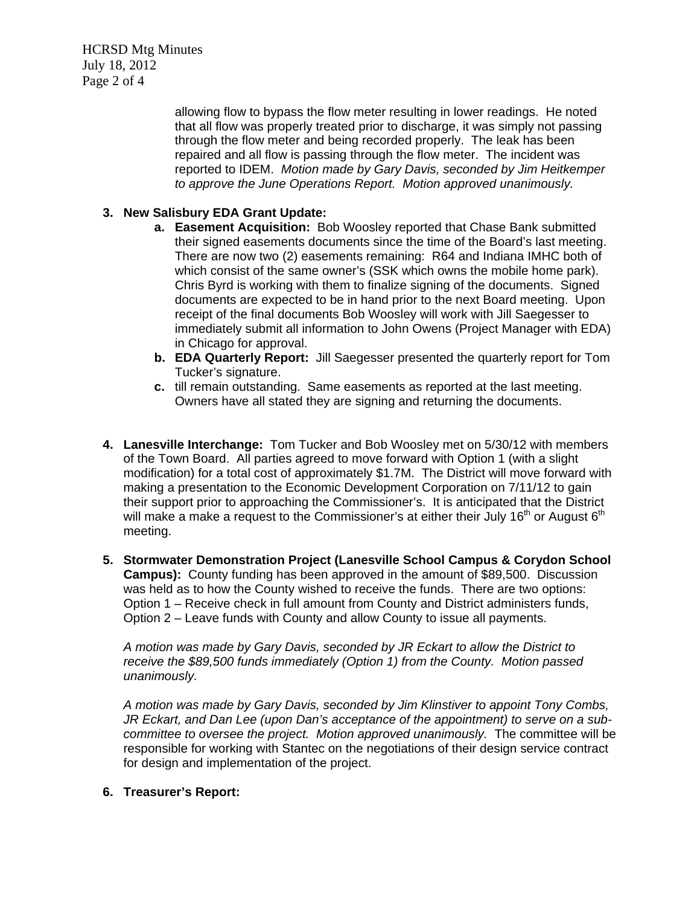allowing flow to bypass the flow meter resulting in lower readings. He noted that all flow was properly treated prior to discharge, it was simply not passing through the flow meter and being recorded properly. The leak has been repaired and all flow is passing through the flow meter. The incident was reported to IDEM. *Motion made by Gary Davis, seconded by Jim Heitkemper to approve the June Operations Report. Motion approved unanimously.*

3. **New Salisbury EDA Grant Update:**
   a. **Easement Acquisition:** Bob Woosley reported that Chase Bank submitted their signed easements documents since the time of the Board's last meeting. There are now two (2) easements remaining: R64 and Indiana IMHC both of which consist of the same owner's (SSK which owns the mobile home park). Chris Byrd is working with them to finalize signing of the documents. Signed documents are expected to be in hand prior to the next Board meeting. Upon receipt of the final documents Bob Woosley will work with Jill Saegesser to immediately submit all information to John Owens (Project Manager with EDA) in Chicago for approval.
   b. **EDA Quarterly Report:** Jill Saegesser presented the quarterly report for Tom Tucker's signature.
   c. till remain outstanding. Same easements as reported at the last meeting. Owners have all stated they are signing and returning the documents.

4. **Lanesville Interchange:** Tom Tucker and Bob Woosley met on 5/30/12 with members of the Town Board. All parties agreed to move forward with Option 1 (with a slight modification) for a total cost of approximately $1.7M. The District will move forward with making a presentation to the Economic Development Corporation on 7/11/12 to gain their support prior to approaching the Commissioner's. It is anticipated that the District will make a make a request to the Commissioner's at either their July 16th or August 6th meeting.

5. **Stormwater Demonstration Project (Lanesville School Campus & Corydon School Campus):** County funding has been approved in the amount of $89,500. Discussion was held as to how the County wished to receive the funds. There are two options: Option 1 – Receive check in full amount from County and District administers funds, Option 2 – Leave funds with County and allow County to issue all payments.

   *A motion was made by Gary Davis, seconded by JR Eckart to allow the District to receive the $89,500 funds immediately (Option 1) from the County. Motion passed unanimously.*

   *A motion was made by Gary Davis, seconded by Jim Klinstiver to appoint Tony Combs, JR Eckart, and Dan Lee (upon Dan's acceptance of the appointment) to serve on a sub-committee to oversee the project. Motion approved unanimously.* The committee will be responsible for working with Stantec on the negotiations of their design service contract for design and implementation of the project.

6. **Treasurer's Report:**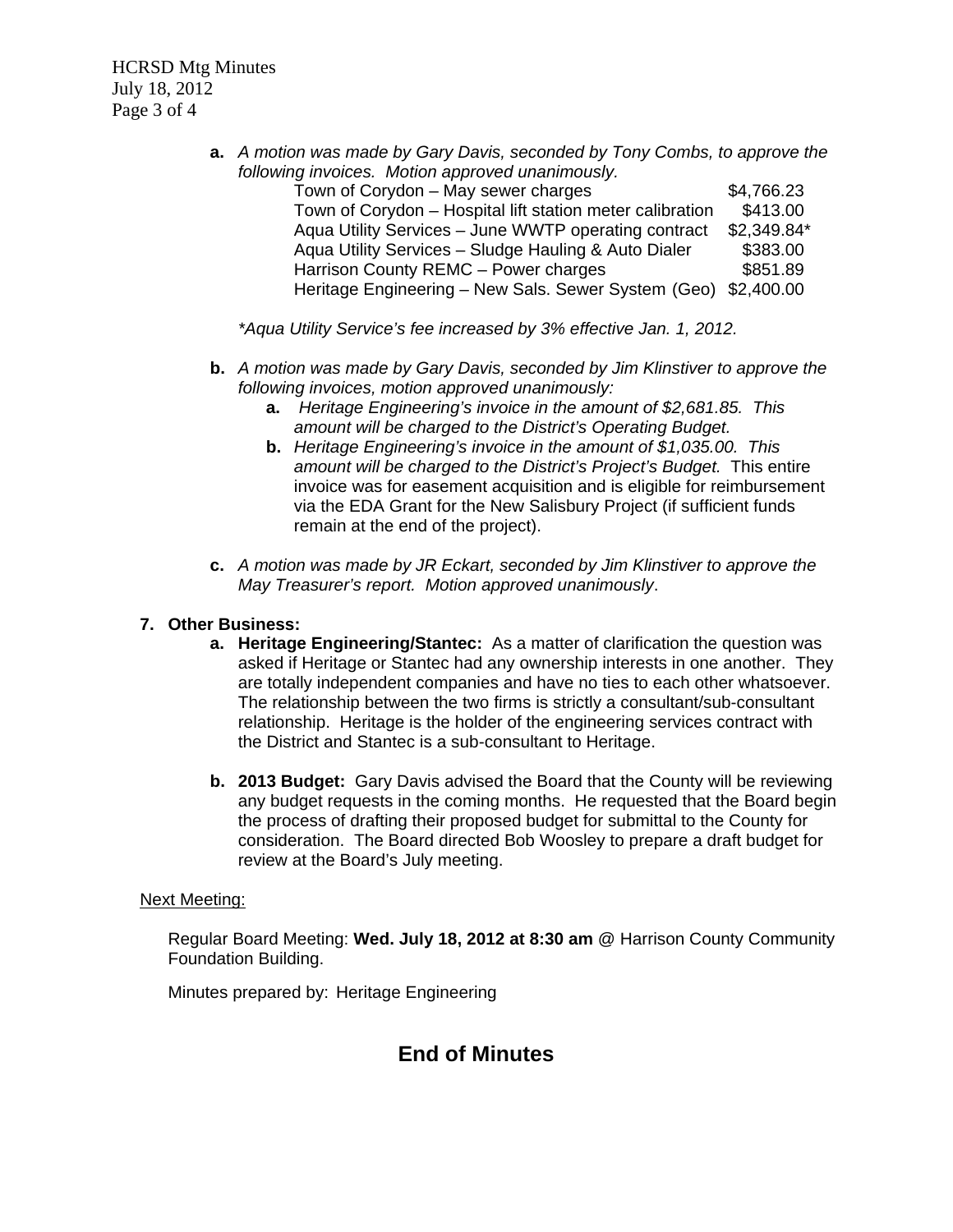**a.** *A motion was made by Gary Davis, seconded by Tony Combs, to approve the following invoices. Motion approved unanimously.*

| | |
|---|---|
| Town of Corydon – May sewer charges | $4,766.23 |
| Town of Corydon – Hospital lift station meter calibration | $413.00 |
| Aqua Utility Services – June WWTP operating contract | $2,349.84* |
| Aqua Utility Services – Sludge Hauling & Auto Dialer | $383.00 |
| Harrison County REMC – Power charges | $851.89 |
| Heritage Engineering – New Sals. Sewer System (Geo) | $2,400.00 |

*\*Aqua Utility Service's fee increased by 3% effective Jan. 1, 2012.*

**b.** *A motion was made by Gary Davis, seconded by Jim Klinstiver to approve the following invoices, motion approved unanimously:*

- **a.** *Heritage Engineering's invoice in the amount of $2,681.85. This amount will be charged to the District's Operating Budget.*
- **b.** *Heritage Engineering's invoice in the amount of $1,035.00. This amount will be charged to the District's Project's Budget.* This entire invoice was for easement acquisition and is eligible for reimbursement via the EDA Grant for the New Salisbury Project (if sufficient funds remain at the end of the project).

**c.** *A motion was made by JR Eckart, seconded by Jim Klinstiver to approve the May Treasurer's report. Motion approved unanimously*.

**7. Other Business:**

- **a. Heritage Engineering/Stantec:** As a matter of clarification the question was asked if Heritage or Stantec had any ownership interests in one another. They are totally independent companies and have no ties to each other whatsoever. The relationship between the two firms is strictly a consultant/sub-consultant relationship. Heritage is the holder of the engineering services contract with the District and Stantec is a sub-consultant to Heritage.

- **b. 2013 Budget:** Gary Davis advised the Board that the County will be reviewing any budget requests in the coming months. He requested that the Board begin the process of drafting their proposed budget for submittal to the County for consideration. The Board directed Bob Woosley to prepare a draft budget for review at the Board's July meeting.

<u>Next Meeting:</u>

Regular Board Meeting: **Wed. July 18, 2012 at 8:30 am** @ Harrison County Community Foundation Building.

Minutes prepared by: Heritage Engineering

## End of Minutes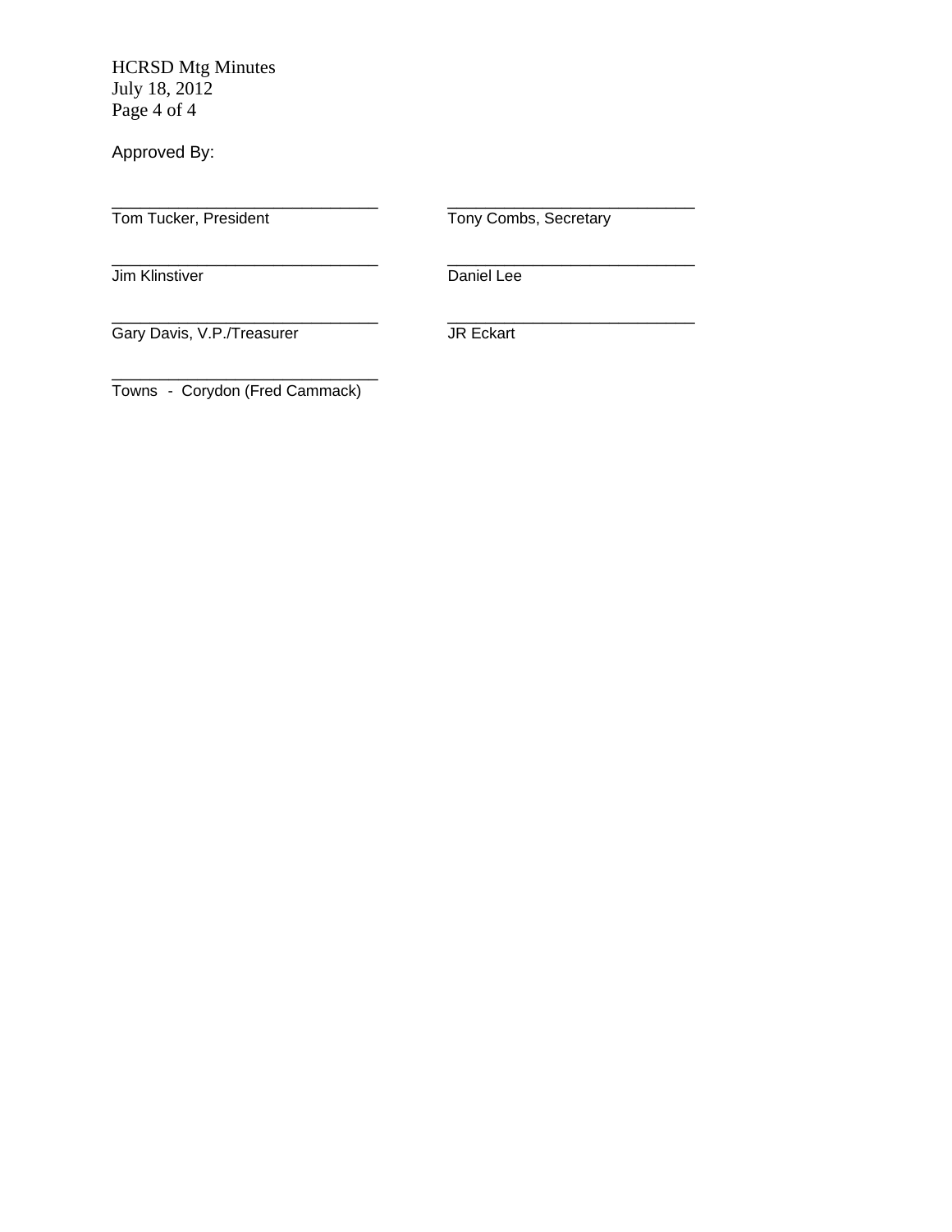Approved By:

| | |
|---|---|
| \_\_\_\_\_\_\_\_\_\_\_\_\_\_\_\_\_\_\_\_\_\_\_\_\_\_\_\_\_ | \_\_\_\_\_\_\_\_\_\_\_\_\_\_\_\_\_\_\_\_\_\_\_\_\_\_\_\_\_ |
| Tom Tucker, President | Tony Combs, Secretary |
| \_\_\_\_\_\_\_\_\_\_\_\_\_\_\_\_\_\_\_\_\_\_\_\_\_\_\_\_\_ | \_\_\_\_\_\_\_\_\_\_\_\_\_\_\_\_\_\_\_\_\_\_\_\_\_\_\_\_\_ |
| Jim Klinstiver | Daniel Lee |
| \_\_\_\_\_\_\_\_\_\_\_\_\_\_\_\_\_\_\_\_\_\_\_\_\_\_\_\_\_ | \_\_\_\_\_\_\_\_\_\_\_\_\_\_\_\_\_\_\_\_\_\_\_\_\_\_\_\_\_ |
| Gary Davis, V.P./Treasurer | JR Eckart |
| \_\_\_\_\_\_\_\_\_\_\_\_\_\_\_\_\_\_\_\_\_\_\_\_\_\_\_\_\_ | |
| Towns - Corydon (Fred Cammack) | |